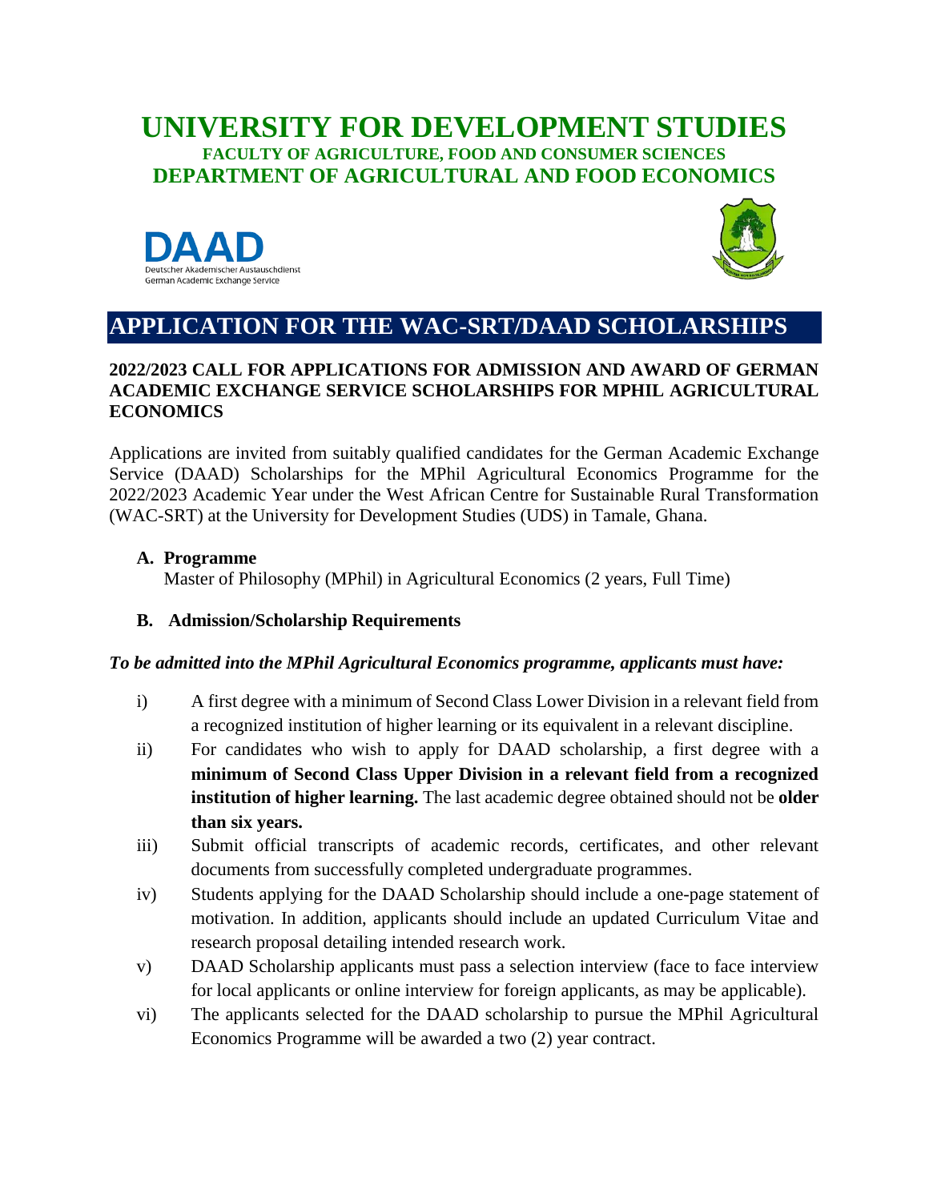# UNIVERSITY FOR DEVELOPMENT STUDIES

### FACULTY OF AGRICULTURE, FOOD AND CONSUMER SCIENCES

## DEPARTMENT OF AGRICULTURAL AND FOOD ECONOMICS

DAAD
Deutscher Akademischer Austauschdienst
German Academic Exchange Service

# APPLICATION FOR THE WAC-SRT/DAAD SCHOLARSHIPS

**2022/2023 CALL FOR APPLICATIONS FOR ADMISSION AND AWARD OF GERMAN ACADEMIC EXCHANGE SERVICE SCHOLARSHIPS FOR MPHIL AGRICULTURAL ECONOMICS**

Applications are invited from suitably qualified candidates for the German Academic Exchange Service (DAAD) Scholarships for the MPhil Agricultural Economics Programme for the 2022/2023 Academic Year under the West African Centre for Sustainable Rural Transformation (WAC-SRT) at the University for Development Studies (UDS) in Tamale, Ghana.

**A. Programme**

Master of Philosophy (MPhil) in Agricultural Economics (2 years, Full Time)

**B. Admission/Scholarship Requirements**

***To be admitted into the MPhil Agricultural Economics programme, applicants must have:***

i) A first degree with a minimum of Second Class Lower Division in a relevant field from a recognized institution of higher learning or its equivalent in a relevant discipline.

ii) For candidates who wish to apply for DAAD scholarship, a first degree with a **minimum of Second Class Upper Division in a relevant field from a recognized institution of higher learning.** The last academic degree obtained should not be **older than six years.**

iii) Submit official transcripts of academic records, certificates, and other relevant documents from successfully completed undergraduate programmes.

iv) Students applying for the DAAD Scholarship should include a one-page statement of motivation. In addition, applicants should include an updated Curriculum Vitae and research proposal detailing intended research work.

v) DAAD Scholarship applicants must pass a selection interview (face to face interview for local applicants or online interview for foreign applicants, as may be applicable).

vi) The applicants selected for the DAAD scholarship to pursue the MPhil Agricultural Economics Programme will be awarded a two (2) year contract.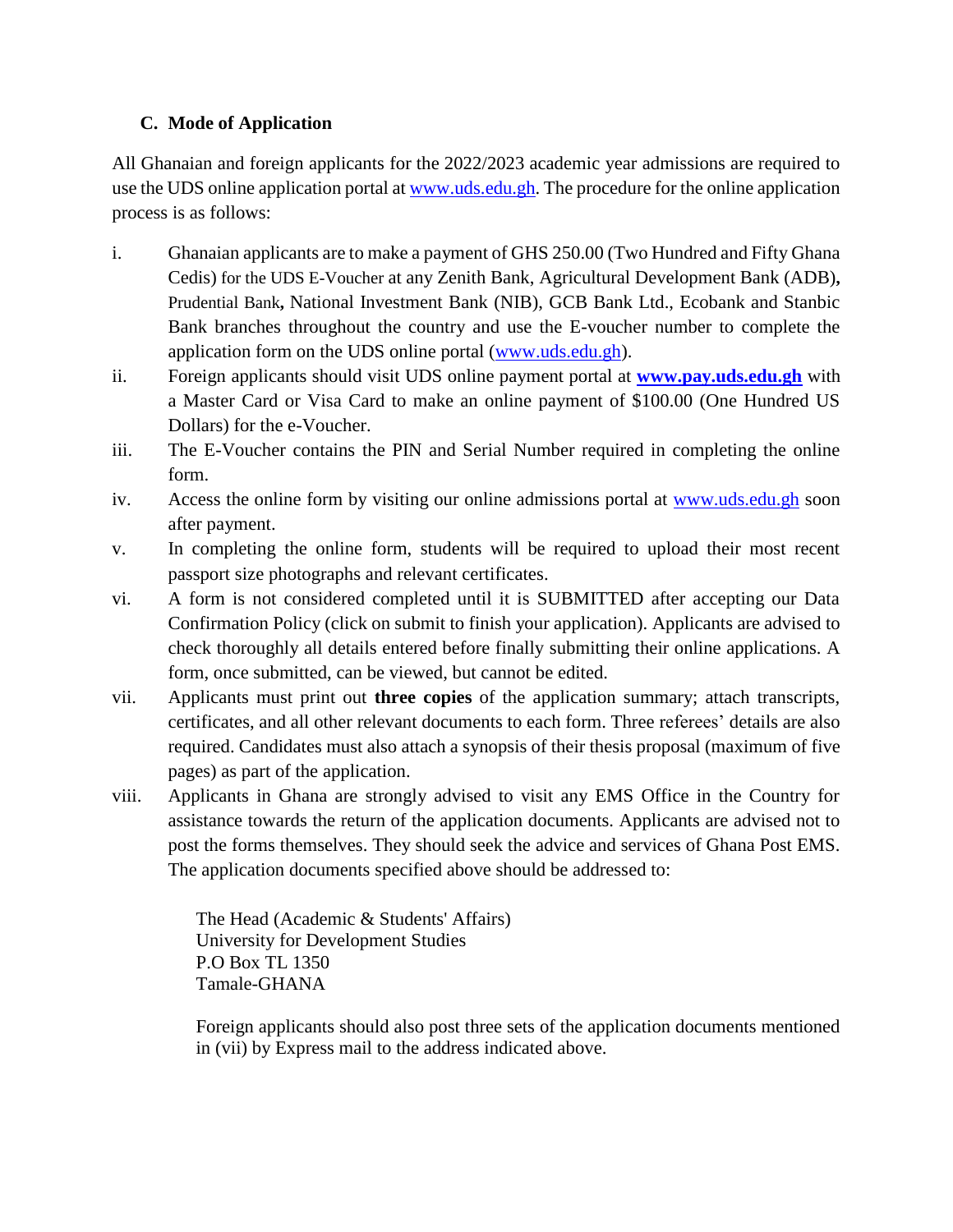### C. Mode of Application

All Ghanaian and foreign applicants for the 2022/2023 academic year admissions are required to use the UDS online application portal at www.uds.edu.gh. The procedure for the online application process is as follows:

i. Ghanaian applicants are to make a payment of GHS 250.00 (Two Hundred and Fifty Ghana Cedis) for the UDS E-Voucher at any Zenith Bank, Agricultural Development Bank (ADB), Prudential Bank, National Investment Bank (NIB), GCB Bank Ltd., Ecobank and Stanbic Bank branches throughout the country and use the E-voucher number to complete the application form on the UDS online portal (www.uds.edu.gh).

ii. Foreign applicants should visit UDS online payment portal at **www.pay.uds.edu.gh** with a Master Card or Visa Card to make an online payment of $100.00 (One Hundred US Dollars) for the e-Voucher.

iii. The E-Voucher contains the PIN and Serial Number required in completing the online form.

iv. Access the online form by visiting our online admissions portal at www.uds.edu.gh soon after payment.

v. In completing the online form, students will be required to upload their most recent passport size photographs and relevant certificates.

vi. A form is not considered completed until it is SUBMITTED after accepting our Data Confirmation Policy (click on submit to finish your application). Applicants are advised to check thoroughly all details entered before finally submitting their online applications. A form, once submitted, can be viewed, but cannot be edited.

vii. Applicants must print out **three copies** of the application summary; attach transcripts, certificates, and all other relevant documents to each form. Three referees' details are also required. Candidates must also attach a synopsis of their thesis proposal (maximum of five pages) as part of the application.

viii. Applicants in Ghana are strongly advised to visit any EMS Office in the Country for assistance towards the return of the application documents. Applicants are advised not to post the forms themselves. They should seek the advice and services of Ghana Post EMS. The application documents specified above should be addressed to:

The Head (Academic & Students' Affairs)
University for Development Studies
P.O Box TL 1350
Tamale-GHANA

Foreign applicants should also post three sets of the application documents mentioned in (vii) by Express mail to the address indicated above.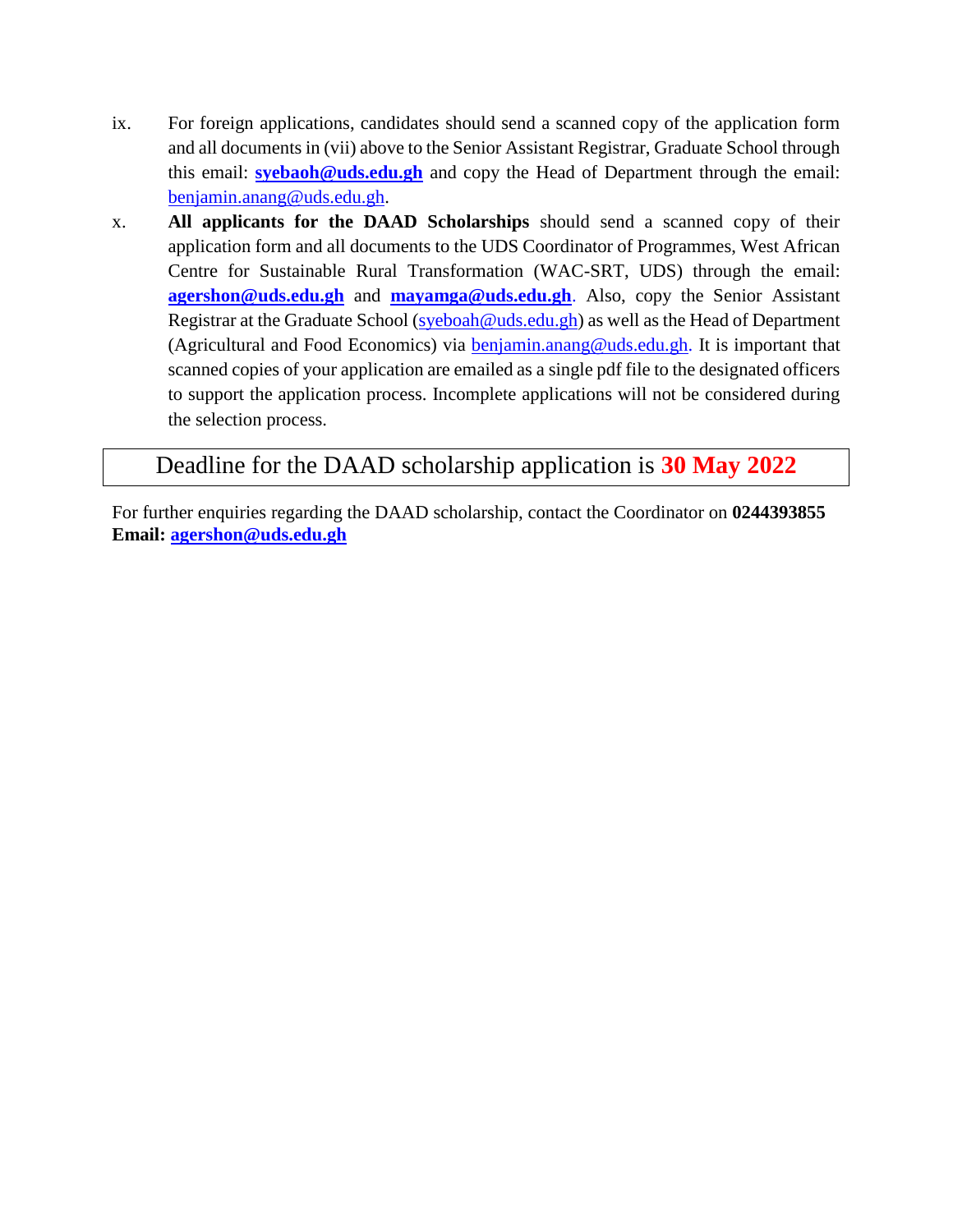ix. For foreign applications, candidates should send a scanned copy of the application form and all documents in (vii) above to the Senior Assistant Registrar, Graduate School through this email: **syebaoh@uds.edu.gh** and copy the Head of Department through the email: benjamin.anang@uds.edu.gh.

x. **All applicants for the DAAD Scholarships** should send a scanned copy of their application form and all documents to the UDS Coordinator of Programmes, West African Centre for Sustainable Rural Transformation (WAC-SRT, UDS) through the email: **agershon@uds.edu.gh** and **mayamga@uds.edu.gh**. Also, copy the Senior Assistant Registrar at the Graduate School (syeboah@uds.edu.gh) as well as the Head of Department (Agricultural and Food Economics) via benjamin.anang@uds.edu.gh. It is important that scanned copies of your application are emailed as a single pdf file to the designated officers to support the application process. Incomplete applications will not be considered during the selection process.

Deadline for the DAAD scholarship application is **30 May 2022**

For further enquiries regarding the DAAD scholarship, contact the Coordinator on **0244393855**
**Email: agershon@uds.edu.gh**